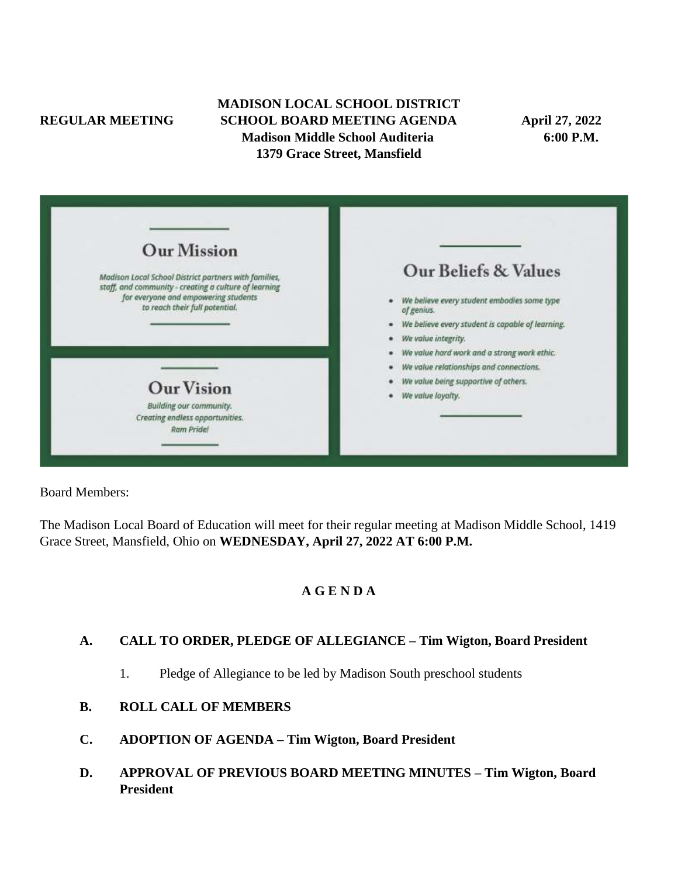**REGULAR MEETING**

# MADISON LOCAL SCHOOL DISTRICT
## SCHOOL BOARD MEETING AGENDA

**April 27, 2022**
**6:00 P.M.**

**Madison Middle School Auditeria**
**1379 Grace Street, Mansfield**

## Our Mission

*Madison Local School District partners with families, staff, and community - creating a culture of learning for everyone and empowering students to reach their full potential.*

## Our Vision

*Building our community.*
*Creating endless opportunities.*
*Ram Pride!*

## Our Beliefs & Values

- *We believe every student embodies some type of genius.*
- *We believe every student is capable of learning.*
- *We value integrity.*
- *We value hard work and a strong work ethic.*
- *We value relationships and connections.*
- *We value being supportive of others.*
- *We value loyalty.*

Board Members:

The Madison Local Board of Education will meet for their regular meeting at Madison Middle School, 1419 Grace Street, Mansfield, Ohio on **WEDNESDAY, April 27, 2022 AT 6:00 P.M.**

## A G E N D A

**A. CALL TO ORDER, PLEDGE OF ALLEGIANCE – Tim Wigton, Board President**

1. Pledge of Allegiance to be led by Madison South preschool students

**B. ROLL CALL OF MEMBERS**

**C. ADOPTION OF AGENDA – Tim Wigton, Board President**

**D. APPROVAL OF PREVIOUS BOARD MEETING MINUTES – Tim Wigton, Board President**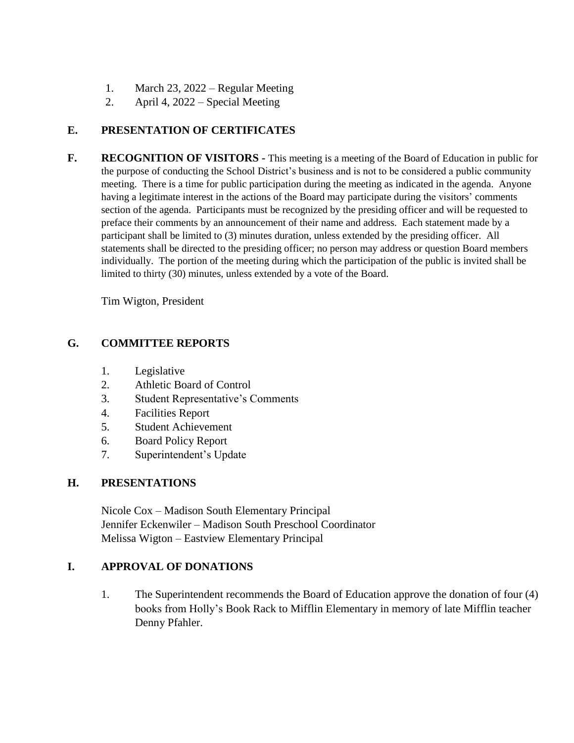1. March 23, 2022 – Regular Meeting
2. April 4, 2022 – Special Meeting

## E. PRESENTATION OF CERTIFICATES

## F. RECOGNITION OF VISITORS -

This meeting is a meeting of the Board of Education in public for the purpose of conducting the School District's business and is not to be considered a public community meeting. There is a time for public participation during the meeting as indicated in the agenda. Anyone having a legitimate interest in the actions of the Board may participate during the visitors' comments section of the agenda. Participants must be recognized by the presiding officer and will be requested to preface their comments by an announcement of their name and address. Each statement made by a participant shall be limited to (3) minutes duration, unless extended by the presiding officer. All statements shall be directed to the presiding officer; no person may address or question Board members individually. The portion of the meeting during which the participation of the public is invited shall be limited to thirty (30) minutes, unless extended by a vote of the Board.

Tim Wigton, President

## G. COMMITTEE REPORTS

1. Legislative
2. Athletic Board of Control
3. Student Representative's Comments
4. Facilities Report
5. Student Achievement
6. Board Policy Report
7. Superintendent's Update

## H. PRESENTATIONS

Nicole Cox – Madison South Elementary Principal
Jennifer Eckenwiler – Madison South Preschool Coordinator
Melissa Wigton – Eastview Elementary Principal

## I. APPROVAL OF DONATIONS

1. The Superintendent recommends the Board of Education approve the donation of four (4) books from Holly's Book Rack to Mifflin Elementary in memory of late Mifflin teacher Denny Pfahler.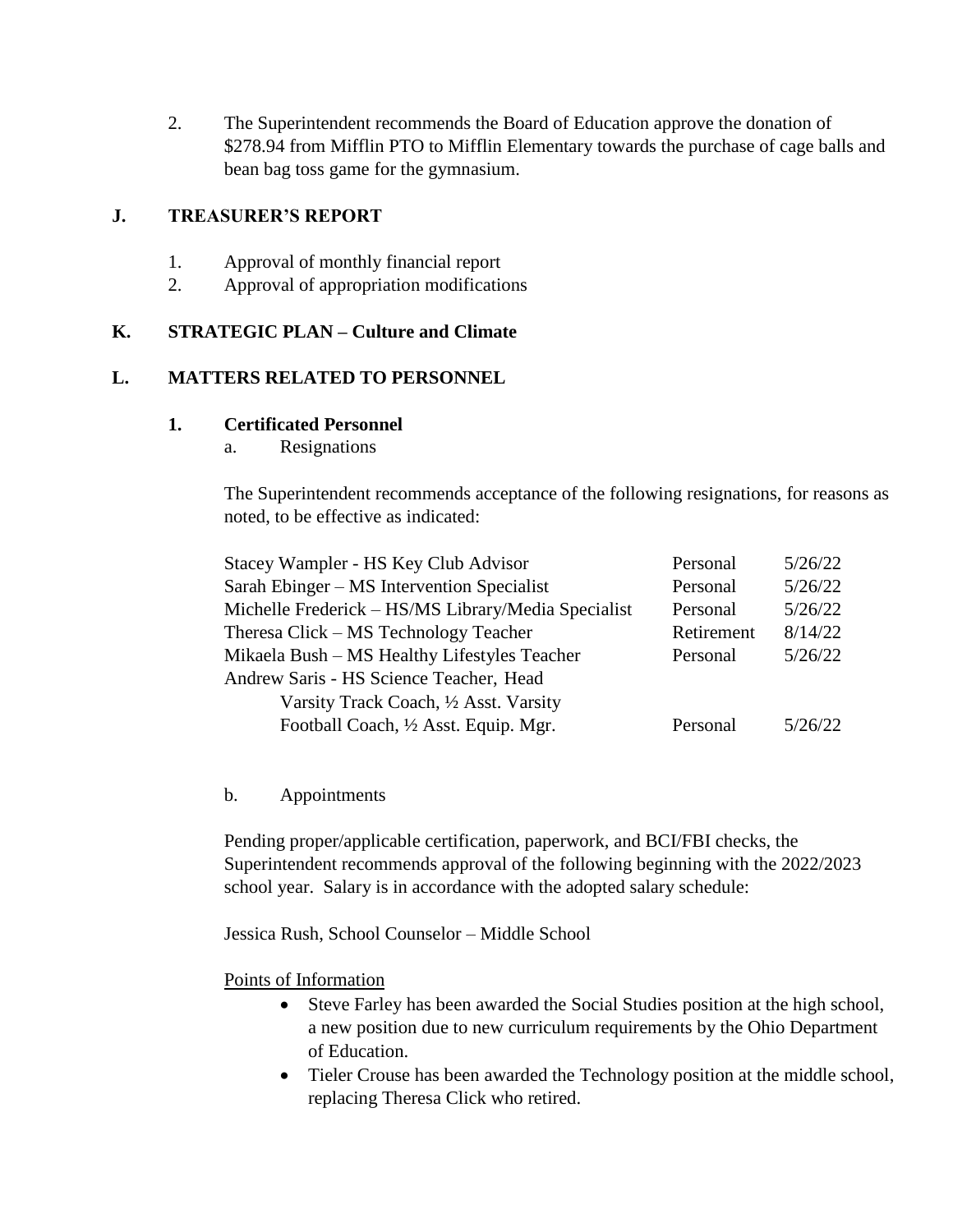2. The Superintendent recommends the Board of Education approve the donation of $278.94 from Mifflin PTO to Mifflin Elementary towards the purchase of cage balls and bean bag toss game for the gymnasium.

## J. TREASURER'S REPORT

1. Approval of monthly financial report
2. Approval of appropriation modifications

## K. STRATEGIC PLAN – Culture and Climate

## L. MATTERS RELATED TO PERSONNEL

### 1. Certificated Personnel

a. Resignations

The Superintendent recommends acceptance of the following resignations, for reasons as noted, to be effective as indicated:

| | | |
|---|---|---|
| Stacey Wampler - HS Key Club Advisor | Personal | 5/26/22 |
| Sarah Ebinger – MS Intervention Specialist | Personal | 5/26/22 |
| Michelle Frederick – HS/MS Library/Media Specialist | Personal | 5/26/22 |
| Theresa Click – MS Technology Teacher | Retirement | 8/14/22 |
| Mikaela Bush – MS Healthy Lifestyles Teacher | Personal | 5/26/22 |
| Andrew Saris - HS Science Teacher, Head Varsity Track Coach, ½ Asst. Varsity Football Coach, ½ Asst. Equip. Mgr. | Personal | 5/26/22 |

b. Appointments

Pending proper/applicable certification, paperwork, and BCI/FBI checks, the Superintendent recommends approval of the following beginning with the 2022/2023 school year. Salary is in accordance with the adopted salary schedule:

Jessica Rush, School Counselor – Middle School

Points of Information

- Steve Farley has been awarded the Social Studies position at the high school, a new position due to new curriculum requirements by the Ohio Department of Education.
- Tieler Crouse has been awarded the Technology position at the middle school, replacing Theresa Click who retired.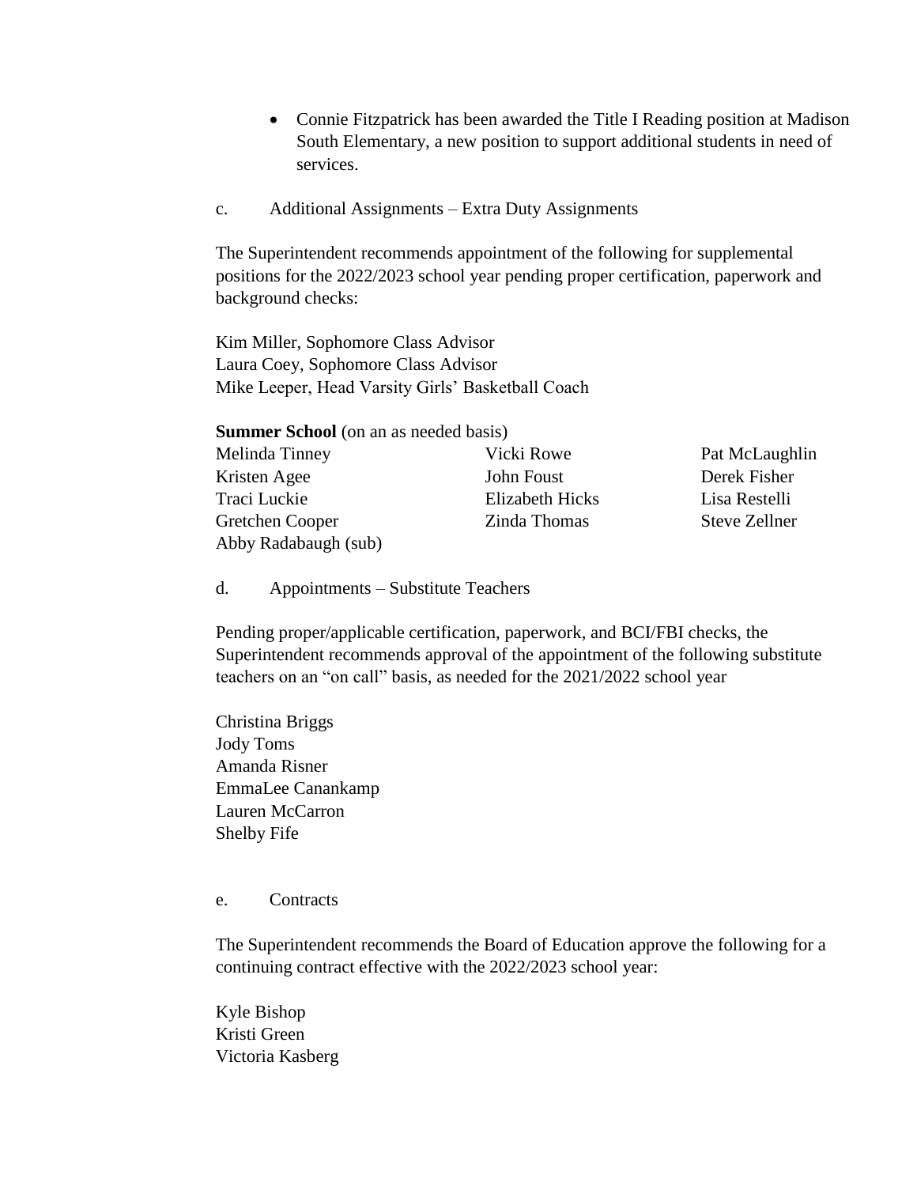- Connie Fitzpatrick has been awarded the Title I Reading position at Madison South Elementary, a new position to support additional students in need of services.

c. Additional Assignments – Extra Duty Assignments

The Superintendent recommends appointment of the following for supplemental positions for the 2022/2023 school year pending proper certification, paperwork and background checks:

Kim Miller, Sophomore Class Advisor
Laura Coey, Sophomore Class Advisor
Mike Leeper, Head Varsity Girls' Basketball Coach

**Summer School** (on an as needed basis)

| | | |
|---|---|---|
| Melinda Tinney | Vicki Rowe | Pat McLaughlin |
| Kristen Agee | John Foust | Derek Fisher |
| Traci Luckie | Elizabeth Hicks | Lisa Restelli |
| Gretchen Cooper | Zinda Thomas | Steve Zellner |
| Abby Radabaugh (sub) | | |

d. Appointments – Substitute Teachers

Pending proper/applicable certification, paperwork, and BCI/FBI checks, the Superintendent recommends approval of the appointment of the following substitute teachers on an "on call" basis, as needed for the 2021/2022 school year

Christina Briggs
Jody Toms
Amanda Risner
EmmaLee Canankamp
Lauren McCarron
Shelby Fife

e. Contracts

The Superintendent recommends the Board of Education approve the following for a continuing contract effective with the 2022/2023 school year:

Kyle Bishop
Kristi Green
Victoria Kasberg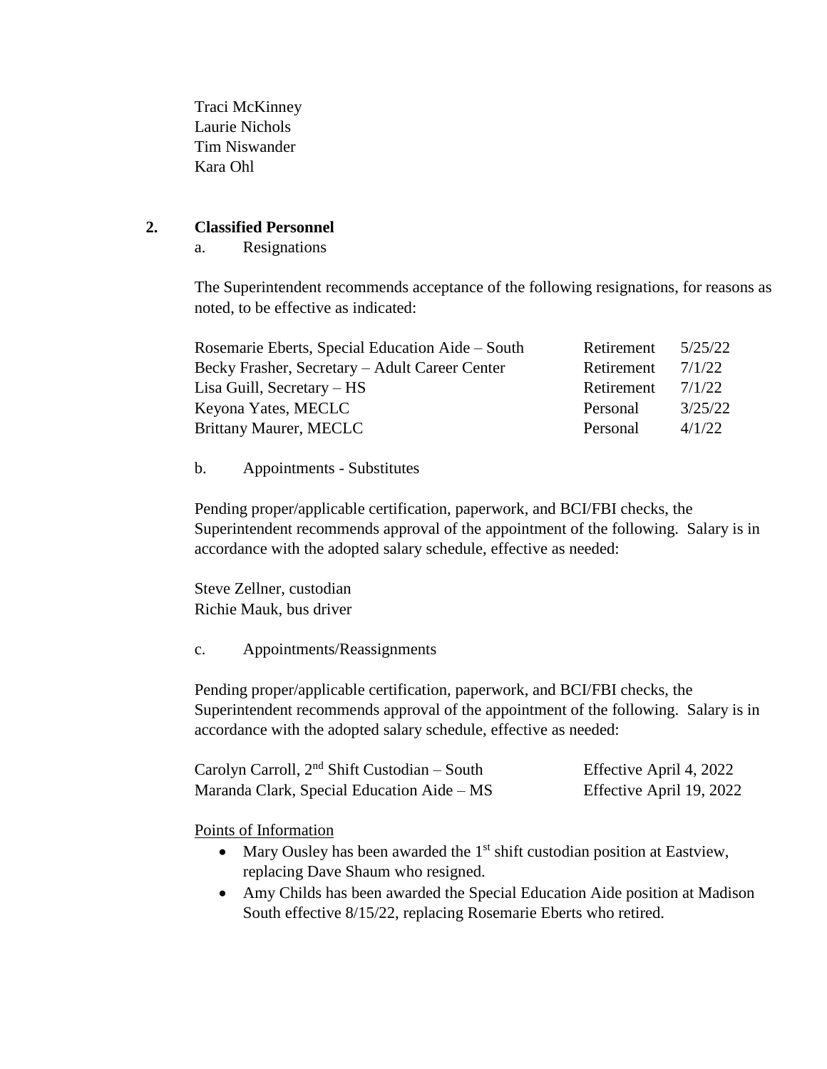Traci McKinney
Laurie Nichols
Tim Niswander
Kara Ohl

**2. Classified Personnel**

a. Resignations

The Superintendent recommends acceptance of the following resignations, for reasons as noted, to be effective as indicated:

| | | |
|---|---|---|
| Rosemarie Eberts, Special Education Aide – South | Retirement | 5/25/22 |
| Becky Frasher, Secretary – Adult Career Center | Retirement | 7/1/22 |
| Lisa Guill, Secretary – HS | Retirement | 7/1/22 |
| Keyona Yates, MECLC | Personal | 3/25/22 |
| Brittany Maurer, MECLC | Personal | 4/1/22 |

b. Appointments - Substitutes

Pending proper/applicable certification, paperwork, and BCI/FBI checks, the Superintendent recommends approval of the appointment of the following. Salary is in accordance with the adopted salary schedule, effective as needed:

Steve Zellner, custodian
Richie Mauk, bus driver

c. Appointments/Reassignments

Pending proper/applicable certification, paperwork, and BCI/FBI checks, the Superintendent recommends approval of the appointment of the following. Salary is in accordance with the adopted salary schedule, effective as needed:

| | |
|---|---|
| Carolyn Carroll, 2nd Shift Custodian – South | Effective April 4, 2022 |
| Maranda Clark, Special Education Aide – MS | Effective April 19, 2022 |

Points of Information

- Mary Ousley has been awarded the 1st shift custodian position at Eastview, replacing Dave Shaum who resigned.
- Amy Childs has been awarded the Special Education Aide position at Madison South effective 8/15/22, replacing Rosemarie Eberts who retired.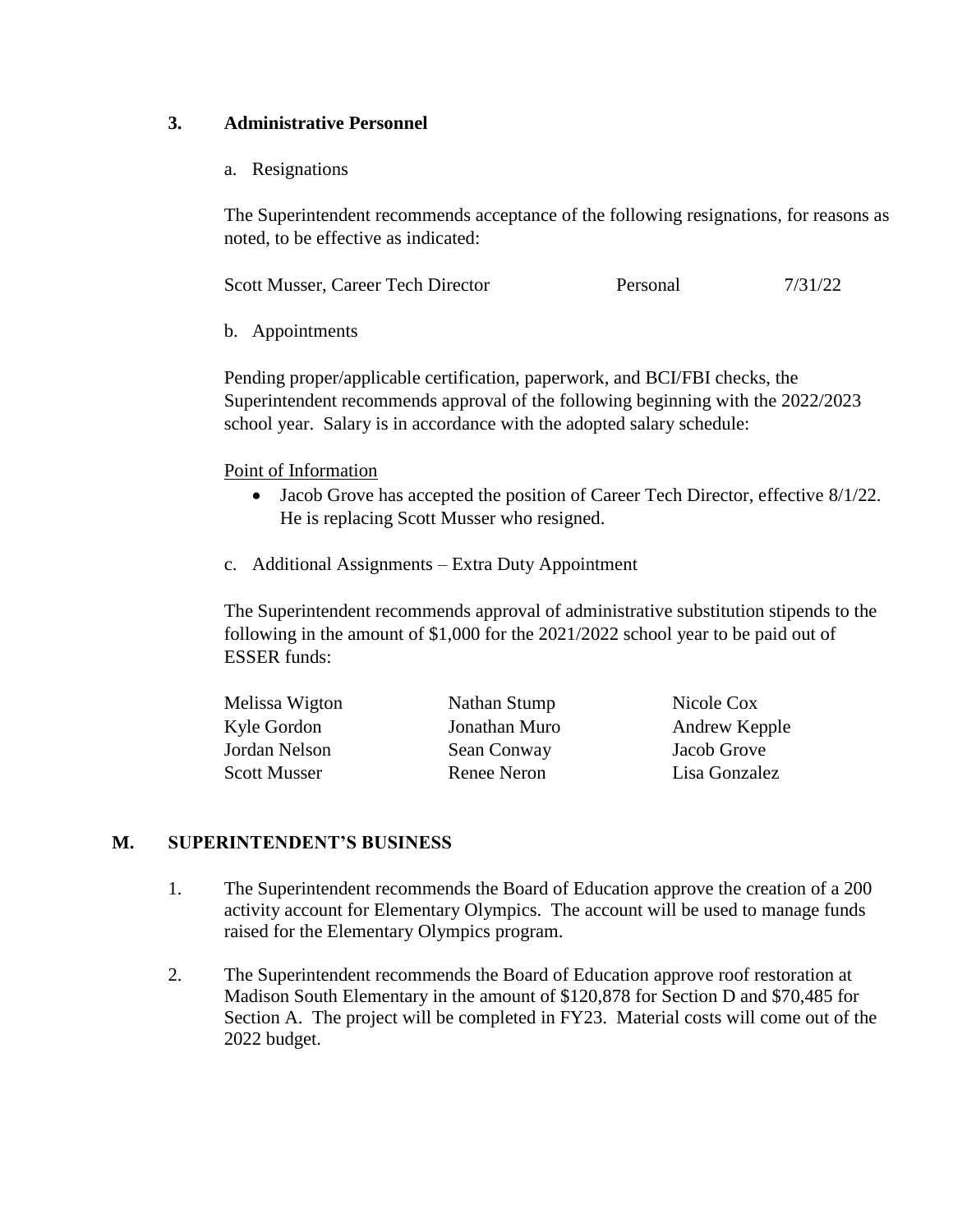### 3. Administrative Personnel

a. Resignations

The Superintendent recommends acceptance of the following resignations, for reasons as noted, to be effective as indicated:

| | | |
|---|---|---|
| Scott Musser, Career Tech Director | Personal | 7/31/22 |

b. Appointments

Pending proper/applicable certification, paperwork, and BCI/FBI checks, the Superintendent recommends approval of the following beginning with the 2022/2023 school year. Salary is in accordance with the adopted salary schedule:

Point of Information

- Jacob Grove has accepted the position of Career Tech Director, effective 8/1/22. He is replacing Scott Musser who resigned.

c. Additional Assignments – Extra Duty Appointment

The Superintendent recommends approval of administrative substitution stipends to the following in the amount of $1,000 for the 2021/2022 school year to be paid out of ESSER funds:

| | | |
|---|---|---|
| Melissa Wigton | Nathan Stump | Nicole Cox |
| Kyle Gordon | Jonathan Muro | Andrew Kepple |
| Jordan Nelson | Sean Conway | Jacob Grove |
| Scott Musser | Renee Neron | Lisa Gonzalez |

## M. SUPERINTENDENT'S BUSINESS

1. The Superintendent recommends the Board of Education approve the creation of a 200 activity account for Elementary Olympics. The account will be used to manage funds raised for the Elementary Olympics program.

2. The Superintendent recommends the Board of Education approve roof restoration at Madison South Elementary in the amount of $120,878 for Section D and $70,485 for Section A. The project will be completed in FY23. Material costs will come out of the 2022 budget.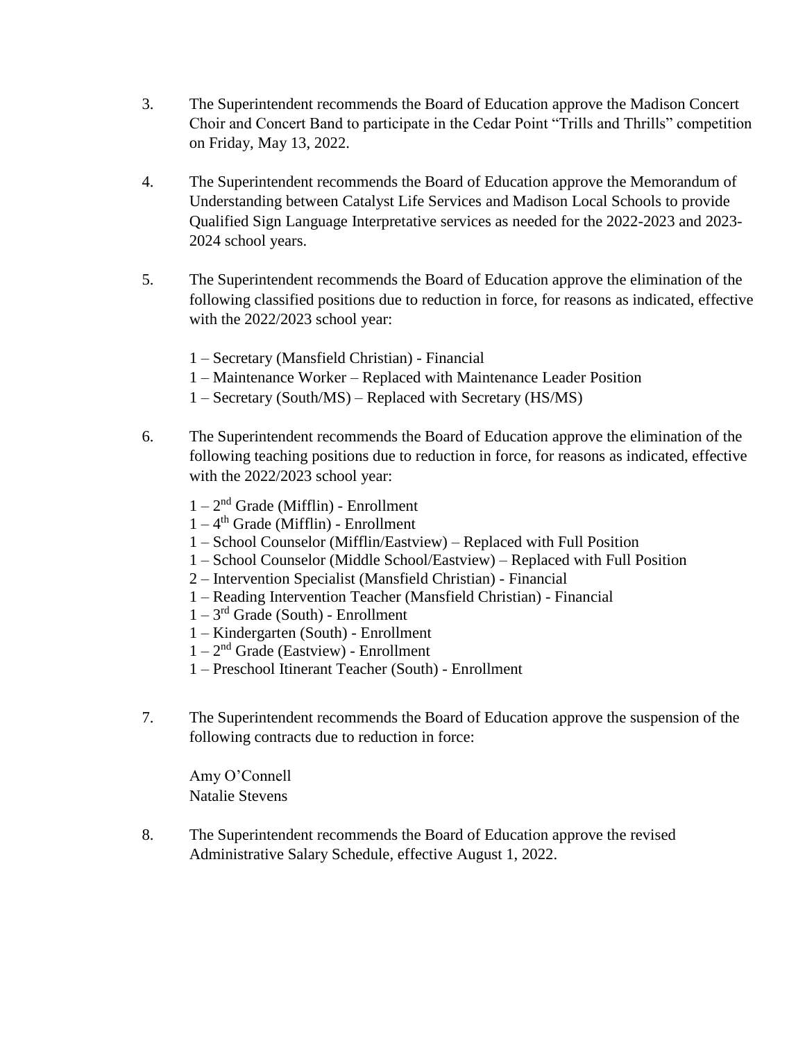3. The Superintendent recommends the Board of Education approve the Madison Concert Choir and Concert Band to participate in the Cedar Point "Trills and Thrills" competition on Friday, May 13, 2022.

4. The Superintendent recommends the Board of Education approve the Memorandum of Understanding between Catalyst Life Services and Madison Local Schools to provide Qualified Sign Language Interpretative services as needed for the 2022-2023 and 2023-2024 school years.

5. The Superintendent recommends the Board of Education approve the elimination of the following classified positions due to reduction in force, for reasons as indicated, effective with the 2022/2023 school year:

   1 – Secretary (Mansfield Christian) - Financial
   1 – Maintenance Worker – Replaced with Maintenance Leader Position
   1 – Secretary (South/MS) – Replaced with Secretary (HS/MS)

6. The Superintendent recommends the Board of Education approve the elimination of the following teaching positions due to reduction in force, for reasons as indicated, effective with the 2022/2023 school year:

   1 – 2nd Grade (Mifflin) - Enrollment
   1 – 4th Grade (Mifflin) - Enrollment
   1 – School Counselor (Mifflin/Eastview) – Replaced with Full Position
   1 – School Counselor (Middle School/Eastview) – Replaced with Full Position
   2 – Intervention Specialist (Mansfield Christian) - Financial
   1 – Reading Intervention Teacher (Mansfield Christian) - Financial
   1 – 3rd Grade (South) - Enrollment
   1 – Kindergarten (South) - Enrollment
   1 – 2nd Grade (Eastview) - Enrollment
   1 – Preschool Itinerant Teacher (South) - Enrollment

7. The Superintendent recommends the Board of Education approve the suspension of the following contracts due to reduction in force:

   Amy O'Connell
   Natalie Stevens

8. The Superintendent recommends the Board of Education approve the revised Administrative Salary Schedule, effective August 1, 2022.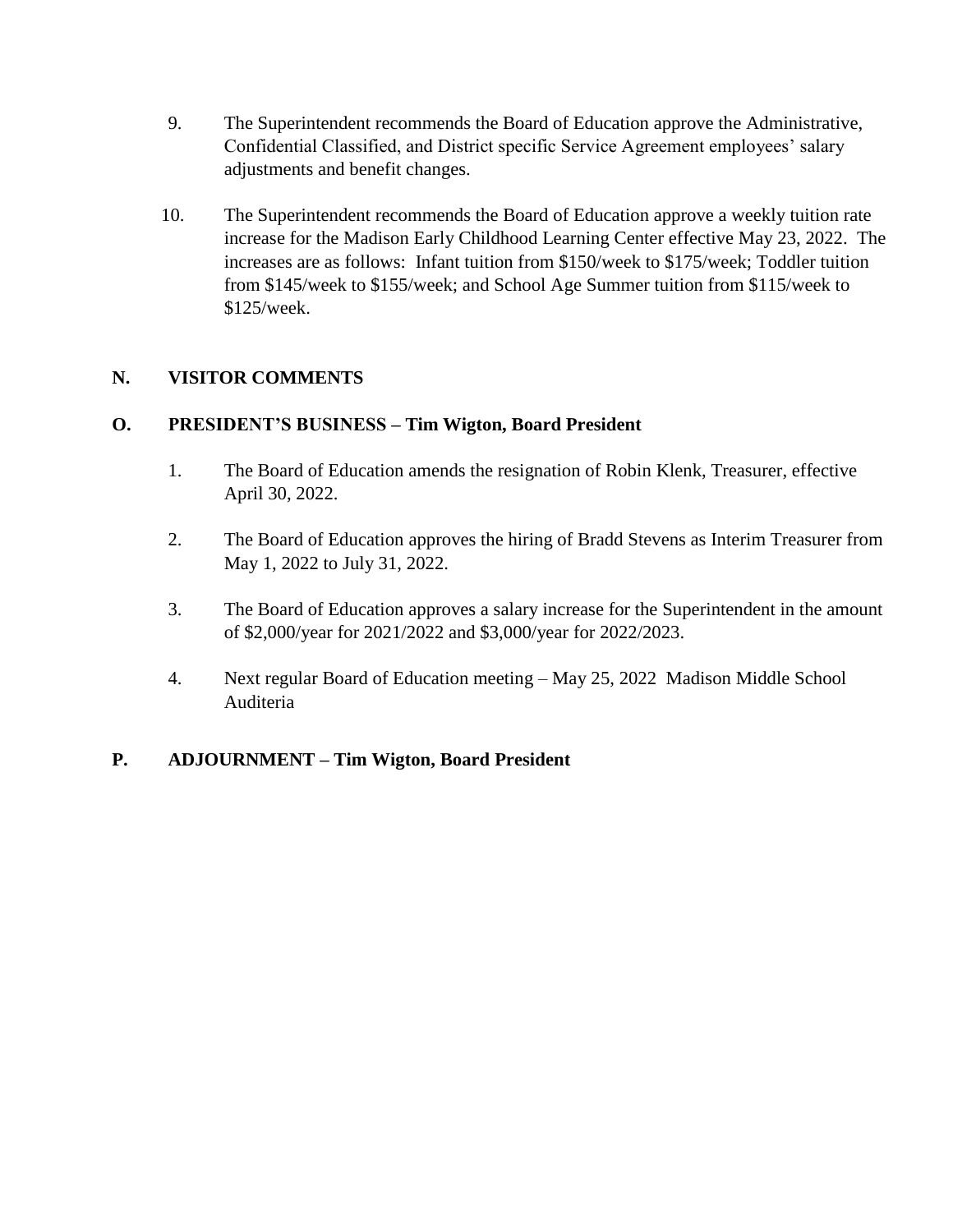9. The Superintendent recommends the Board of Education approve the Administrative, Confidential Classified, and District specific Service Agreement employees' salary adjustments and benefit changes.

10. The Superintendent recommends the Board of Education approve a weekly tuition rate increase for the Madison Early Childhood Learning Center effective May 23, 2022. The increases are as follows: Infant tuition from $150/week to $175/week; Toddler tuition from $145/week to $155/week; and School Age Summer tuition from $115/week to $125/week.

## N. VISITOR COMMENTS

## O. PRESIDENT'S BUSINESS – Tim Wigton, Board President

1. The Board of Education amends the resignation of Robin Klenk, Treasurer, effective April 30, 2022.

2. The Board of Education approves the hiring of Bradd Stevens as Interim Treasurer from May 1, 2022 to July 31, 2022.

3. The Board of Education approves a salary increase for the Superintendent in the amount of $2,000/year for 2021/2022 and $3,000/year for 2022/2023.

4. Next regular Board of Education meeting – May 25, 2022 Madison Middle School Auditeria

## P. ADJOURNMENT – Tim Wigton, Board President